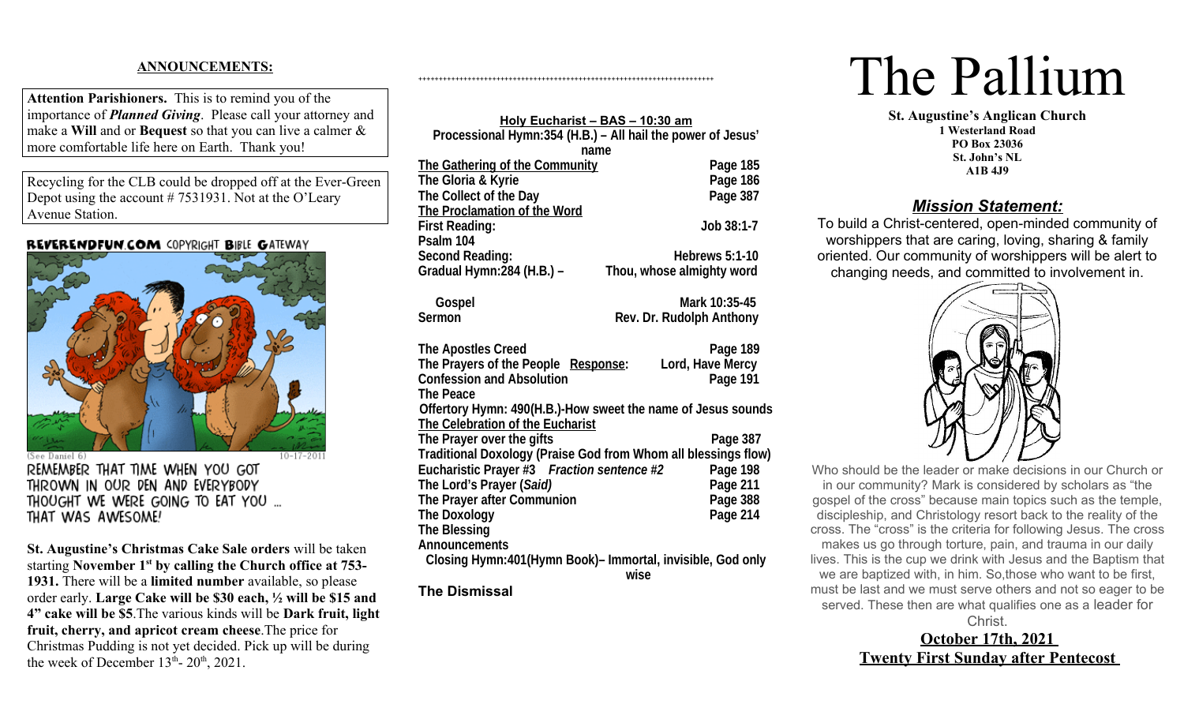## ANNOUNCEMENTS:

**Attention Parishioners.** This is to remind you of the importance of ***Planned Giving***. Please call your attorney and make a **Will** and or **Bequest** so that you can live a calmer & more comfortable life here on Earth. Thank you!

Recycling for the CLB could be dropped off at the Ever-Green Depot using the account # 7531931. Not at the O'Leary Avenue Station.

REVERENDFUN.COM COPYRIGHT BIBLE GATEWAY

(See Daniel 6) 10-17-2011

REMEMBER THAT TIME WHEN YOU GOT THROWN IN OUR DEN AND EVERYBODY THOUGHT WE WERE GOING TO EAT YOU ... THAT WAS AWESOME!

**St. Augustine's Christmas Cake Sale orders** will be taken starting **November 1st by calling the Church office at 753-1931.** There will be a **limited number** available, so please order early. **Large Cake will be $30 each, ½ will be $15 and 4" cake will be $5**.The various kinds will be **Dark fruit, light fruit, cherry, and apricot cream cheese**.The price for Christmas Pudding is not yet decided. Pick up will be during the week of December 13th- 20th, 2021.

++++++++++++++++++++++++++++++++++++++++++++++++++++++++++++++++++++++++

**Holy Eucharist – BAS – 10:30 am**

**Processional Hymn:354 (H.B.) – All hail the power of Jesus' name**

| | |
|---|---|
| **The Gathering of the Community** | **Page 185** |
| **The Gloria & Kyrie** | **Page 186** |
| **The Collect of the Day** | **Page 387** |
| **The Proclamation of the Word** | |
| **First Reading:** | **Job 38:1-7** |
| **Psalm 104** | |
| **Second Reading:** | **Hebrews 5:1-10** |
| **Gradual Hymn:284 (H.B.) –** | **Thou, whose almighty word** |
| **Gospel** | **Mark 10:35-45** |
| **Sermon** | **Rev. Dr. Rudolph Anthony** |
| **The Apostles Creed** | **Page 189** |
| **The Prayers of the People Response:** | **Lord, Have Mercy** |
| **Confession and Absolution** | **Page 191** |
| **The Peace** | |

**Offertory Hymn: 490(H.B.)-How sweet the name of Jesus sounds**

| | |
|---|---|
| **The Celebration of the Eucharist** | |
| **The Prayer over the gifts** | **Page 387** |
| **Traditional Doxology (Praise God from Whom all blessings flow)** | |
| **Eucharistic Prayer #3 *Fraction sentence #2*** | **Page 198** |
| **The Lord's Prayer (*Said)*** | **Page 211** |
| **The Prayer after Communion** | **Page 388** |
| **The Doxology** | **Page 214** |
| **The Blessing** | |
| **Announcements** | |

**Closing Hymn:401(Hymn Book)– Immortal, invisible, God only wise**

**The Dismissal**

# The Pallium

**St. Augustine's Anglican Church**
**1 Westerland Road**
**PO Box 23036**
**St. John's NL**
**A1B 4J9**

## *Mission Statement:*

To build a Christ-centered, open-minded community of worshippers that are caring, loving, sharing & family oriented. Our community of worshippers will be alert to changing needs, and committed to involvement in.

Who should be the leader or make decisions in our Church or in our community? Mark is considered by scholars as "the gospel of the cross" because main topics such as the temple, discipleship, and Christology resort back to the reality of the cross. The "cross" is the criteria for following Jesus. The cross makes us go through torture, pain, and trauma in our daily lives. This is the cup we drink with Jesus and the Baptism that we are baptized with, in him. So,those who want to be first, must be last and we must serve others and not so eager to be served. These then are what qualifies one as a leader for Christ.

**October 17th, 2021**
**Twenty First Sunday after Pentecost**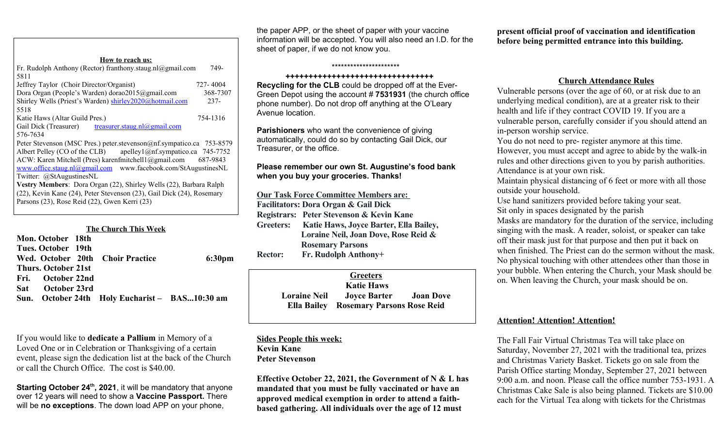**How to reach us:**

Fr. Rudolph Anthony (Rector) franthony.staug.nl@gmail.com 749-5811
Jeffrey Taylor (Choir Director/Organist) 727- 4004
Dora Organ (People's Warden) dorao2015@gmail.com 368-7307
Shirley Wells (Priest's Warden) shirley2020@hotmail.com 237-5518
Katie Haws (Altar Guild Pres.) 754-1316
Gail Dick (Treasurer) treasurer.staug.nl@gmail.com 576-7634
Peter Stevenson (MSC Pres.) peter.stevenson@nf.sympatico.ca 753-8579
Albert Pelley (CO of the CLB) apelley1@nf.sympatico.ca 745-7752
ACW: Karen Mitchell (Pres) karenfmitchell1@gmail.com 687-9843
www.office.staug.nl@gmail.com www.facebook.com/StAugustinesNL
Twitter: @StAugustinesNL
**Vestry Members**: Dora Organ (22), Shirley Wells (22), Barbara Ralph (22), Kevin Kane (24), Peter Stevenson (23), Gail Dick (24), Rosemary Parsons (23), Rose Reid (22), Gwen Kerri (23)

**The Church This Week**

**Mon. October 18th**
**Tues. October 19th**
**Wed. October 20th Choir Practice 6:30pm**
**Thurs. October 21st**
**Fri. October 22nd**
**Sat October 23rd**
**Sun. October 24th Holy Eucharist – BAS...10:30 am**

If you would like to **dedicate a Pallium** in Memory of a Loved One or in Celebration or Thanksgiving of a certain event, please sign the dedication list at the back of the Church or call the Church Office. The cost is $40.00.

**Starting October 24th, 2021**, it will be mandatory that anyone over 12 years will need to show a **Vaccine Passport.** There will be **no exceptions**. The down load APP on your phone, the paper APP, or the sheet of paper with your vaccine information will be accepted. You will also need an I.D. for the sheet of paper, if we do not know you.

*********************

++++++++++++++++++++++++++++++++

**Recycling for the CLB** could be dropped off at the Ever-Green Depot using the account # **7531931** (the church office phone number). Do not drop off anything at the O'Leary Avenue location.

**Parishioners** who want the convenience of giving automatically, could do so by contacting Gail Dick, our Treasurer, or the office.

**Please remember our own St. Augustine's food bank when you buy your groceries. Thanks!**

**Our Task Force Committee Members are:**
**Facilitators: Dora Organ & Gail Dick**
**Registrars: Peter Stevenson & Kevin Kane**
**Greeters: Katie Haws, Joyce Barter, Ella Bailey, Loraine Neil, Joan Dove, Rose Reid & Rosemary Parsons**
**Rector: Fr. Rudolph Anthony+**

**Greeters**
**Katie Haws**
**Loraine Neil Joyce Barter Joan Dove**
**Ella Bailey Rosemary Parsons Rose Reid**

**Sides People this week:**
**Kevin Kane**
**Peter Stevenson**

**Effective October 22, 2021, the Government of N & L has mandated that you must be fully vaccinated or have an approved medical exemption in order to attend a faith-based gathering. All individuals over the age of 12 must present official proof of vaccination and identification before being permitted entrance into this building.**

**Church Attendance Rules**

Vulnerable persons (over the age of 60, or at risk due to an underlying medical condition), are at a greater risk to their health and life if they contract COVID 19. If you are a vulnerable person, carefully consider if you should attend an in-person worship service.
You do not need to pre- register anymore at this time. However, you must accept and agree to abide by the walk-in rules and other directions given to you by parish authorities.
Attendance is at your own risk.
Maintain physical distancing of 6 feet or more with all those outside your household.
Use hand sanitizers provided before taking your seat.
Sit only in spaces designated by the parish
Masks are mandatory for the duration of the service, including singing with the mask. A reader, soloist, or speaker can take off their mask just for that purpose and then put it back on when finished. The Priest can do the sermon without the mask.
No physical touching with other attendees other than those in your bubble. When entering the Church, your Mask should be on. When leaving the Church, your mask should be on.

**Attention! Attention! Attention!**

The Fall Fair Virtual Christmas Tea will take place on Saturday, November 27, 2021 with the traditional tea, prizes and Christmas Variety Basket. Tickets go on sale from the Parish Office starting Monday, September 27, 2021 between 9:00 a.m. and noon. Please call the office number 753-1931. A Christmas Cake Sale is also being planned. Tickets are $10.00 each for the Virtual Tea along with tickets for the Christmas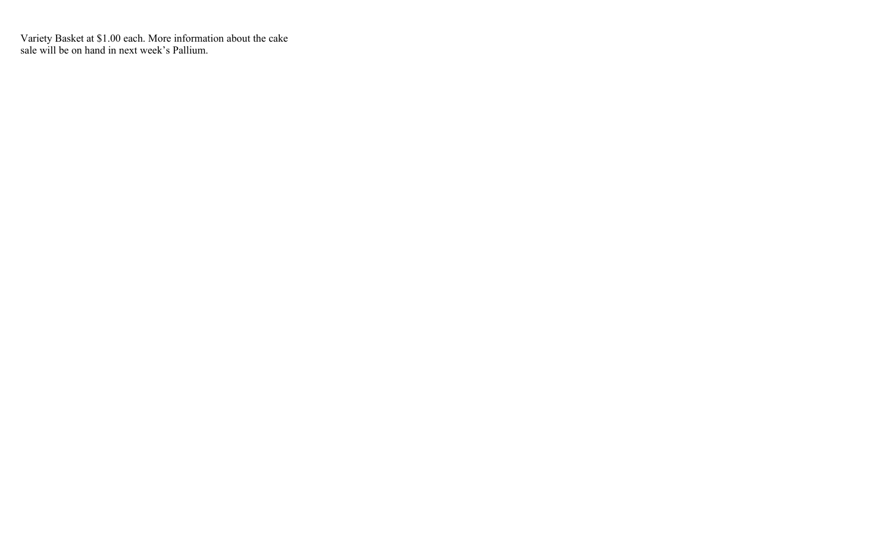Variety Basket at $1.00 each. More information about the cake sale will be on hand in next week's Pallium.